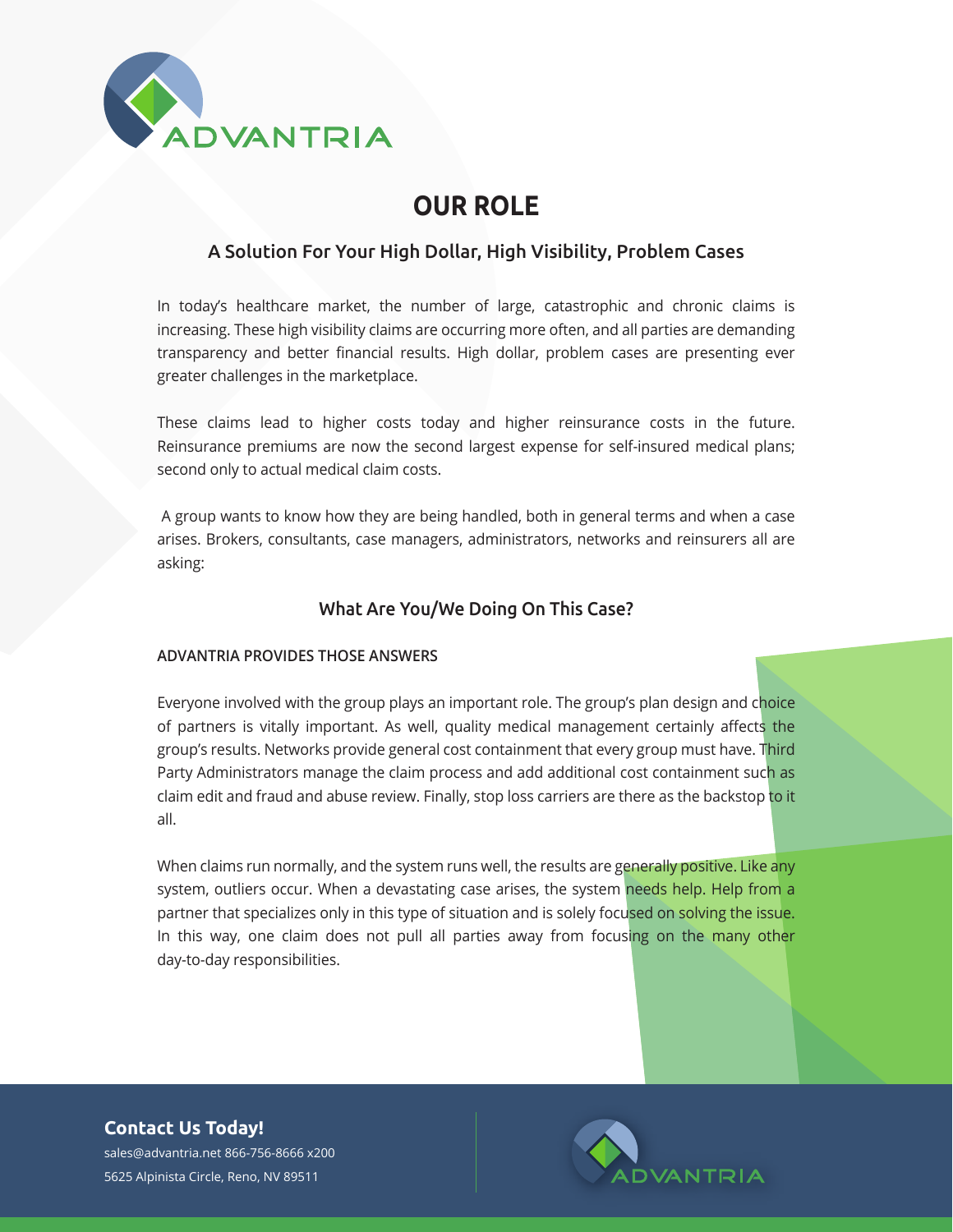# OUR ROLE

## A Solution For Your High Dollar, High Visibility, Problem Cases

In today's healthcare market, the number of large, catastrophic and chronic claims is increasing. These high visibility claims are occurring more often, and all parties are demanding transparency and better financial results. High dollar, problem cases are presenting ever greater challenges in the marketplace.

These claims lead to higher costs today and higher reinsurance costs in the future. Reinsurance premiums are now the second largest expense for self-insured medical plans; second only to actual medical claim costs.

A group wants to know how they are being handled, both in general terms and when a case arises. Brokers, consultants, case managers, administrators, networks and reinsurers all are asking:

### What Are You/We Doing On This Case?

ADVANTRIA PROVIDES THOSE ANSWERS

Everyone involved with the group plays an important role. The group's plan design and choice of partners is vitally important. As well, quality medical management certainly affects the group's results. Networks provide general cost containment that every group must have. Third Party Administrators manage the claim process and add additional cost containment such as claim edit and fraud and abuse review. Finally, stop loss carriers are there as the backstop to it all.

When claims run normally, and the system runs well, the results are generally positive. Like any system, outliers occur. When a devastating case arises, the system needs help. Help from a partner that specializes only in this type of situation and is solely focused on solving the issue. In this way, one claim does not pull all parties away from focusing on the many other day-to-day responsibilities.

**Contact Us Today!**

sales@advantria.net 866-756-8666 x200

5625 Alpinista Circle, Reno, NV 89511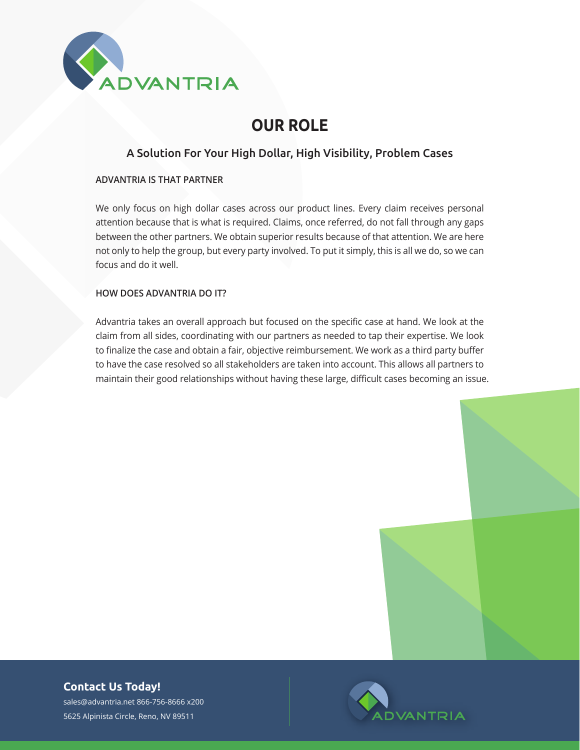# OUR ROLE

## A Solution For Your High Dollar, High Visibility, Problem Cases

### ADVANTRIA IS THAT PARTNER

We only focus on high dollar cases across our product lines. Every claim receives personal attention because that is what is required. Claims, once referred, do not fall through any gaps between the other partners. We obtain superior results because of that attention. We are here not only to help the group, but every party involved. To put it simply, this is all we do, so we can focus and do it well.

### HOW DOES ADVANTRIA DO IT?

Advantria takes an overall approach but focused on the specific case at hand. We look at the claim from all sides, coordinating with our partners as needed to tap their expertise. We look to finalize the case and obtain a fair, objective reimbursement. We work as a third party buffer to have the case resolved so all stakeholders are taken into account. This allows all partners to maintain their good relationships without having these large, difficult cases becoming an issue.

**Contact Us Today!**

sales@advantria.net 866-756-8666 x200

5625 Alpinista Circle, Reno, NV 89511